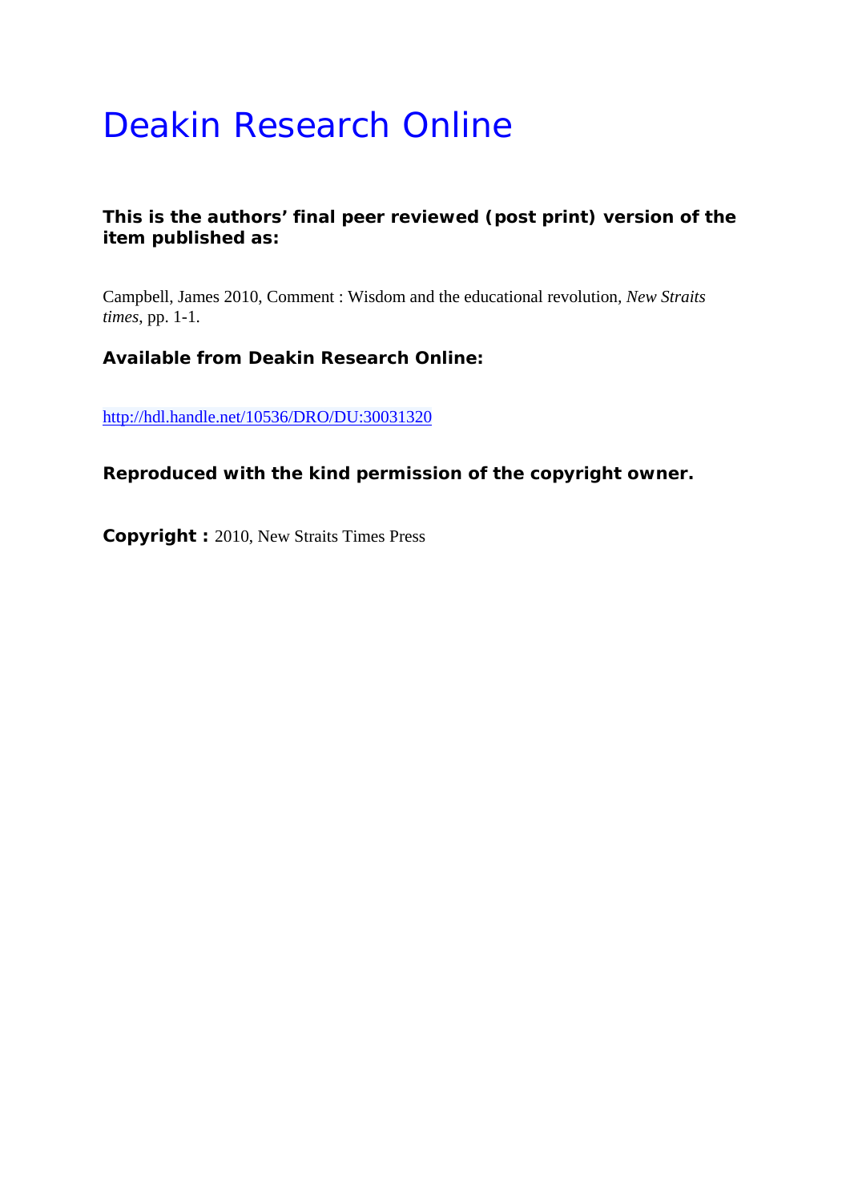# Deakin Research Online

**This is the authors' final peer reviewed (post print) version of the item published as:**

Campbell, James 2010, Comment : Wisdom and the educational revolution, *New Straits times*, pp. 1-1.

**Available from Deakin Research Online:**

http://hdl.handle.net/10536/DRO/DU:30031320

**Reproduced with the kind permission of the copyright owner.**

**Copyright :** 2010, New Straits Times Press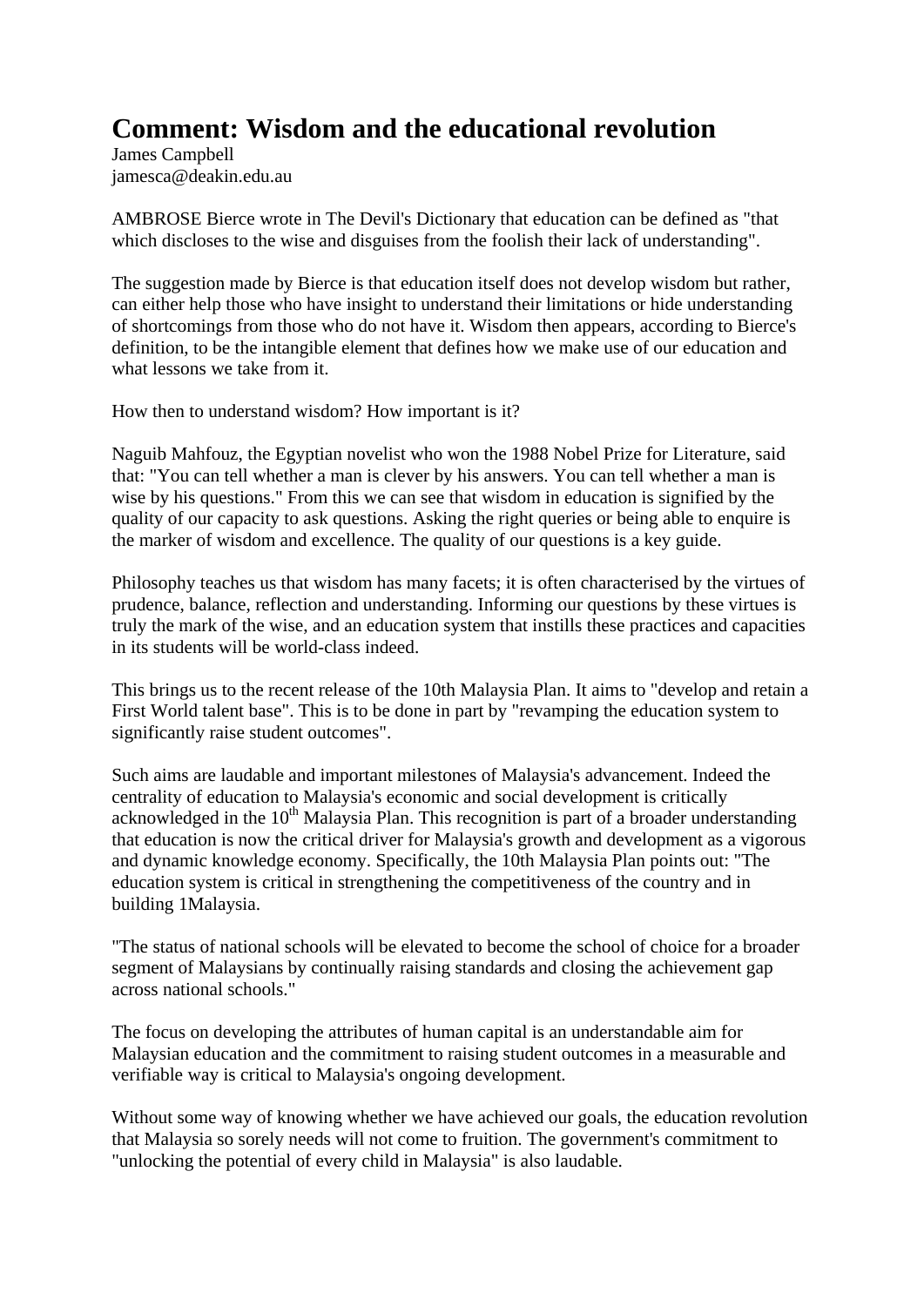# Comment: Wisdom and the educational revolution

James Campbell
jamesca@deakin.edu.au

AMBROSE Bierce wrote in The Devil's Dictionary that education can be defined as "that which discloses to the wise and disguises from the foolish their lack of understanding".

The suggestion made by Bierce is that education itself does not develop wisdom but rather, can either help those who have insight to understand their limitations or hide understanding of shortcomings from those who do not have it. Wisdom then appears, according to Bierce's definition, to be the intangible element that defines how we make use of our education and what lessons we take from it.

How then to understand wisdom? How important is it?

Naguib Mahfouz, the Egyptian novelist who won the 1988 Nobel Prize for Literature, said that: "You can tell whether a man is clever by his answers. You can tell whether a man is wise by his questions." From this we can see that wisdom in education is signified by the quality of our capacity to ask questions. Asking the right queries or being able to enquire is the marker of wisdom and excellence. The quality of our questions is a key guide.

Philosophy teaches us that wisdom has many facets; it is often characterised by the virtues of prudence, balance, reflection and understanding. Informing our questions by these virtues is truly the mark of the wise, and an education system that instills these practices and capacities in its students will be world-class indeed.

This brings us to the recent release of the 10th Malaysia Plan. It aims to "develop and retain a First World talent base". This is to be done in part by "revamping the education system to significantly raise student outcomes".

Such aims are laudable and important milestones of Malaysia's advancement. Indeed the centrality of education to Malaysia's economic and social development is critically acknowledged in the 10th Malaysia Plan. This recognition is part of a broader understanding that education is now the critical driver for Malaysia's growth and development as a vigorous and dynamic knowledge economy. Specifically, the 10th Malaysia Plan points out: "The education system is critical in strengthening the competitiveness of the country and in building 1Malaysia.

"The status of national schools will be elevated to become the school of choice for a broader segment of Malaysians by continually raising standards and closing the achievement gap across national schools."

The focus on developing the attributes of human capital is an understandable aim for Malaysian education and the commitment to raising student outcomes in a measurable and verifiable way is critical to Malaysia's ongoing development.

Without some way of knowing whether we have achieved our goals, the education revolution that Malaysia so sorely needs will not come to fruition. The government's commitment to "unlocking the potential of every child in Malaysia" is also laudable.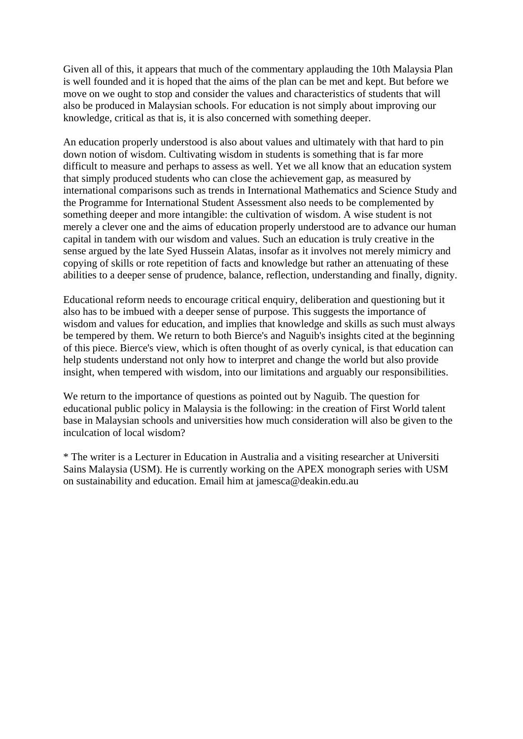Given all of this, it appears that much of the commentary applauding the 10th Malaysia Plan is well founded and it is hoped that the aims of the plan can be met and kept. But before we move on we ought to stop and consider the values and characteristics of students that will also be produced in Malaysian schools. For education is not simply about improving our knowledge, critical as that is, it is also concerned with something deeper.

An education properly understood is also about values and ultimately with that hard to pin down notion of wisdom. Cultivating wisdom in students is something that is far more difficult to measure and perhaps to assess as well. Yet we all know that an education system that simply produced students who can close the achievement gap, as measured by international comparisons such as trends in International Mathematics and Science Study and the Programme for International Student Assessment also needs to be complemented by something deeper and more intangible: the cultivation of wisdom. A wise student is not merely a clever one and the aims of education properly understood are to advance our human capital in tandem with our wisdom and values. Such an education is truly creative in the sense argued by the late Syed Hussein Alatas, insofar as it involves not merely mimicry and copying of skills or rote repetition of facts and knowledge but rather an attenuating of these abilities to a deeper sense of prudence, balance, reflection, understanding and finally, dignity.

Educational reform needs to encourage critical enquiry, deliberation and questioning but it also has to be imbued with a deeper sense of purpose. This suggests the importance of wisdom and values for education, and implies that knowledge and skills as such must always be tempered by them. We return to both Bierce's and Naguib's insights cited at the beginning of this piece. Bierce's view, which is often thought of as overly cynical, is that education can help students understand not only how to interpret and change the world but also provide insight, when tempered with wisdom, into our limitations and arguably our responsibilities.

We return to the importance of questions as pointed out by Naguib. The question for educational public policy in Malaysia is the following: in the creation of First World talent base in Malaysian schools and universities how much consideration will also be given to the inculcation of local wisdom?

* The writer is a Lecturer in Education in Australia and a visiting researcher at Universiti Sains Malaysia (USM). He is currently working on the APEX monograph series with USM on sustainability and education. Email him at jamesca@deakin.edu.au